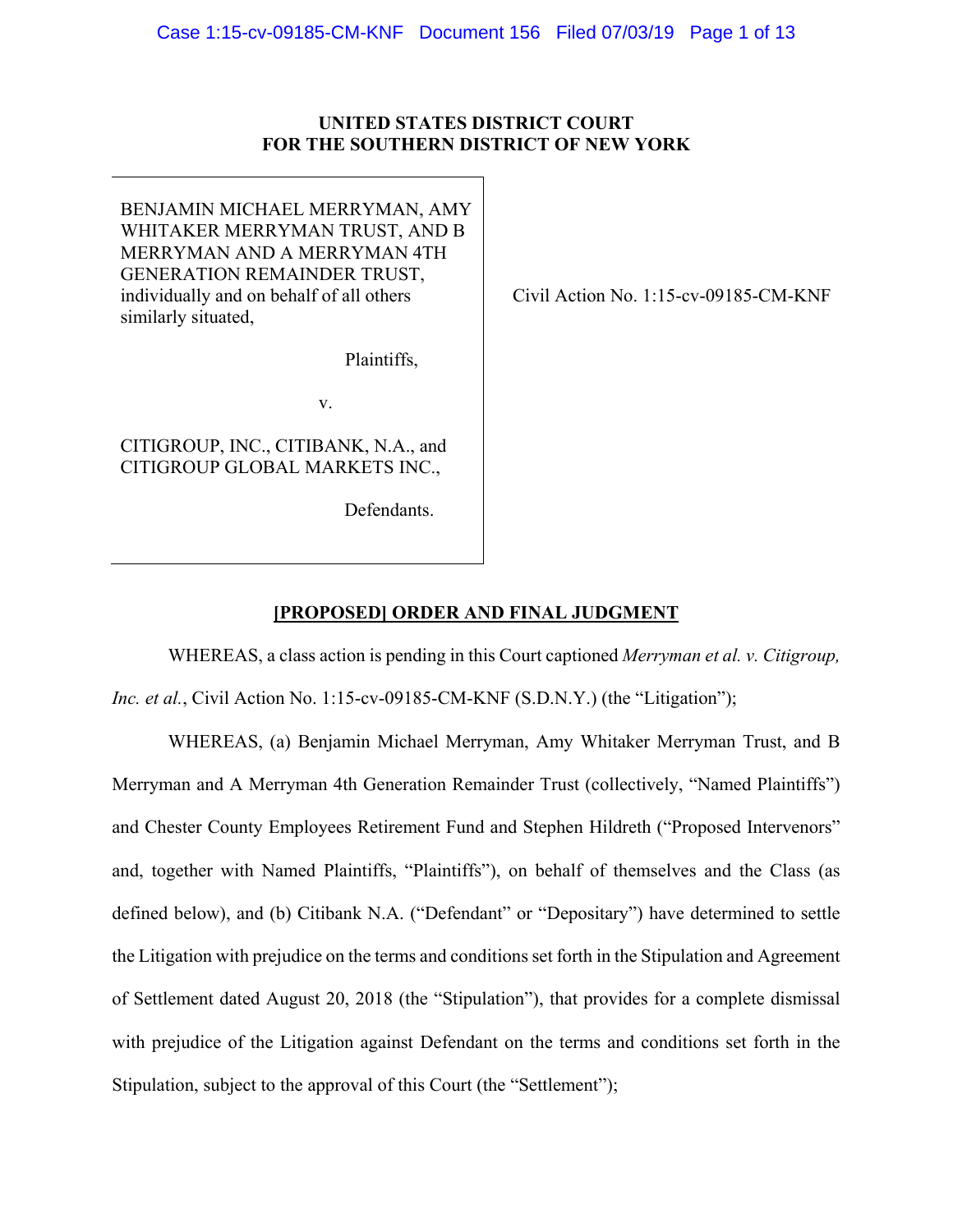**UNITED STATES DISTRICT COURT**
**FOR THE SOUTHERN DISTRICT OF NEW YORK**

| | |
|---|---|
| BENJAMIN MICHAEL MERRYMAN, AMY WHITAKER MERRYMAN TRUST, AND B MERRYMAN AND A MERRYMAN 4TH GENERATION REMAINDER TRUST, individually and on behalf of all others similarly situated,<br><br>Plaintiffs,<br><br>v.<br><br>CITIGROUP, INC., CITIBANK, N.A., and CITIGROUP GLOBAL MARKETS INC.,<br><br>Defendants. | Civil Action No. 1:15-cv-09185-CM-KNF |

**[PROPOSED] ORDER AND FINAL JUDGMENT**

WHEREAS, a class action is pending in this Court captioned *Merryman et al. v. Citigroup, Inc. et al.*, Civil Action No. 1:15-cv-09185-CM-KNF (S.D.N.Y.) (the "Litigation");

WHEREAS, (a) Benjamin Michael Merryman, Amy Whitaker Merryman Trust, and B Merryman and A Merryman 4th Generation Remainder Trust (collectively, "Named Plaintiffs") and Chester County Employees Retirement Fund and Stephen Hildreth ("Proposed Intervenors" and, together with Named Plaintiffs, "Plaintiffs"), on behalf of themselves and the Class (as defined below), and (b) Citibank N.A. ("Defendant" or "Depositary") have determined to settle the Litigation with prejudice on the terms and conditions set forth in the Stipulation and Agreement of Settlement dated August 20, 2018 (the "Stipulation"), that provides for a complete dismissal with prejudice of the Litigation against Defendant on the terms and conditions set forth in the Stipulation, subject to the approval of this Court (the "Settlement");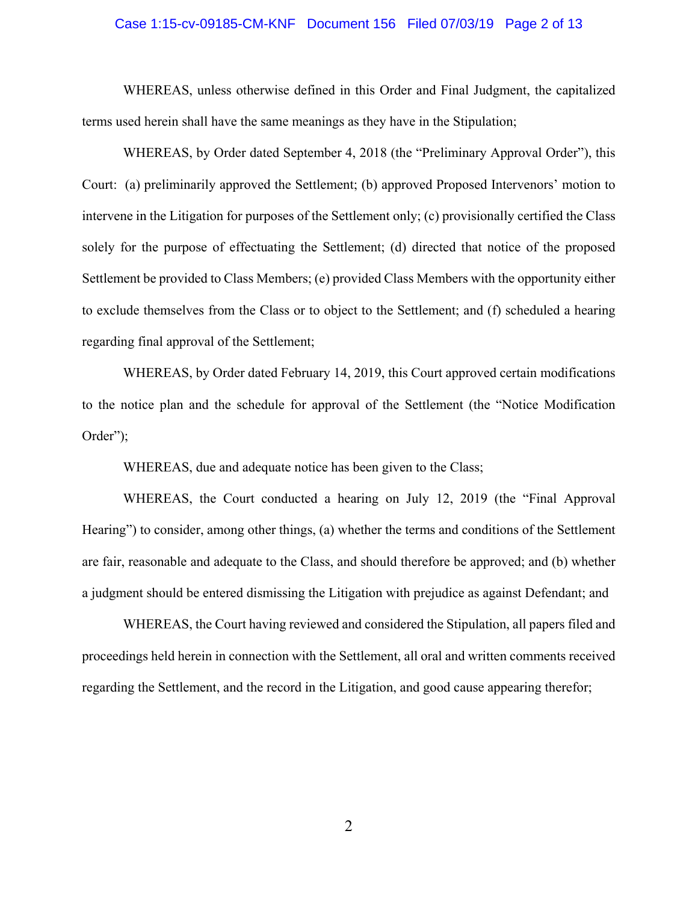WHEREAS, unless otherwise defined in this Order and Final Judgment, the capitalized terms used herein shall have the same meanings as they have in the Stipulation;

WHEREAS, by Order dated September 4, 2018 (the "Preliminary Approval Order"), this Court: (a) preliminarily approved the Settlement; (b) approved Proposed Intervenors' motion to intervene in the Litigation for purposes of the Settlement only; (c) provisionally certified the Class solely for the purpose of effectuating the Settlement; (d) directed that notice of the proposed Settlement be provided to Class Members; (e) provided Class Members with the opportunity either to exclude themselves from the Class or to object to the Settlement; and (f) scheduled a hearing regarding final approval of the Settlement;

WHEREAS, by Order dated February 14, 2019, this Court approved certain modifications to the notice plan and the schedule for approval of the Settlement (the "Notice Modification Order");

WHEREAS, due and adequate notice has been given to the Class;

WHEREAS, the Court conducted a hearing on July 12, 2019 (the "Final Approval Hearing") to consider, among other things, (a) whether the terms and conditions of the Settlement are fair, reasonable and adequate to the Class, and should therefore be approved; and (b) whether a judgment should be entered dismissing the Litigation with prejudice as against Defendant; and

WHEREAS, the Court having reviewed and considered the Stipulation, all papers filed and proceedings held herein in connection with the Settlement, all oral and written comments received regarding the Settlement, and the record in the Litigation, and good cause appearing therefor;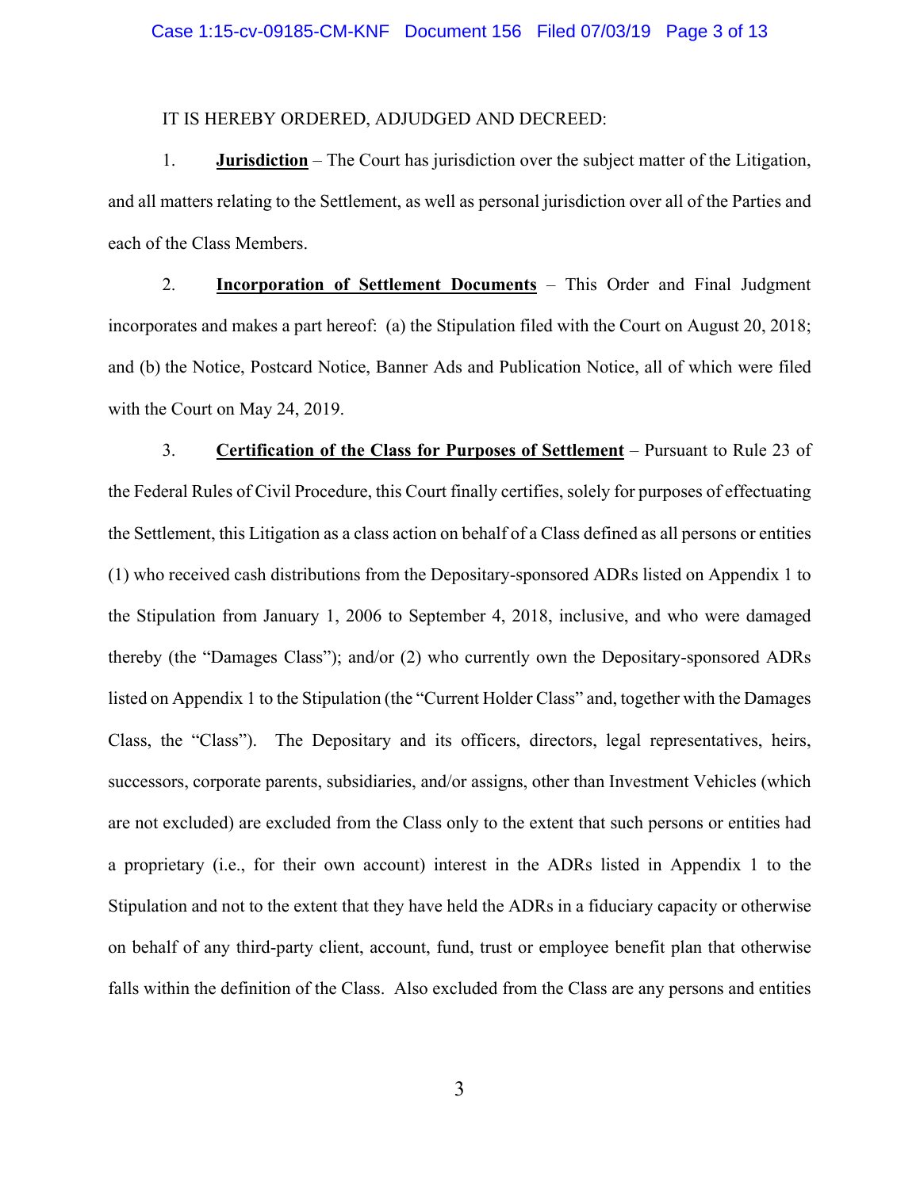IT IS HEREBY ORDERED, ADJUDGED AND DECREED:

1. **Jurisdiction** – The Court has jurisdiction over the subject matter of the Litigation, and all matters relating to the Settlement, as well as personal jurisdiction over all of the Parties and each of the Class Members.

2. **Incorporation of Settlement Documents** – This Order and Final Judgment incorporates and makes a part hereof: (a) the Stipulation filed with the Court on August 20, 2018; and (b) the Notice, Postcard Notice, Banner Ads and Publication Notice, all of which were filed with the Court on May 24, 2019.

3. **Certification of the Class for Purposes of Settlement** – Pursuant to Rule 23 of the Federal Rules of Civil Procedure, this Court finally certifies, solely for purposes of effectuating the Settlement, this Litigation as a class action on behalf of a Class defined as all persons or entities (1) who received cash distributions from the Depositary-sponsored ADRs listed on Appendix 1 to the Stipulation from January 1, 2006 to September 4, 2018, inclusive, and who were damaged thereby (the "Damages Class"); and/or (2) who currently own the Depositary-sponsored ADRs listed on Appendix 1 to the Stipulation (the "Current Holder Class" and, together with the Damages Class, the "Class"). The Depositary and its officers, directors, legal representatives, heirs, successors, corporate parents, subsidiaries, and/or assigns, other than Investment Vehicles (which are not excluded) are excluded from the Class only to the extent that such persons or entities had a proprietary (i.e., for their own account) interest in the ADRs listed in Appendix 1 to the Stipulation and not to the extent that they have held the ADRs in a fiduciary capacity or otherwise on behalf of any third-party client, account, fund, trust or employee benefit plan that otherwise falls within the definition of the Class. Also excluded from the Class are any persons and entities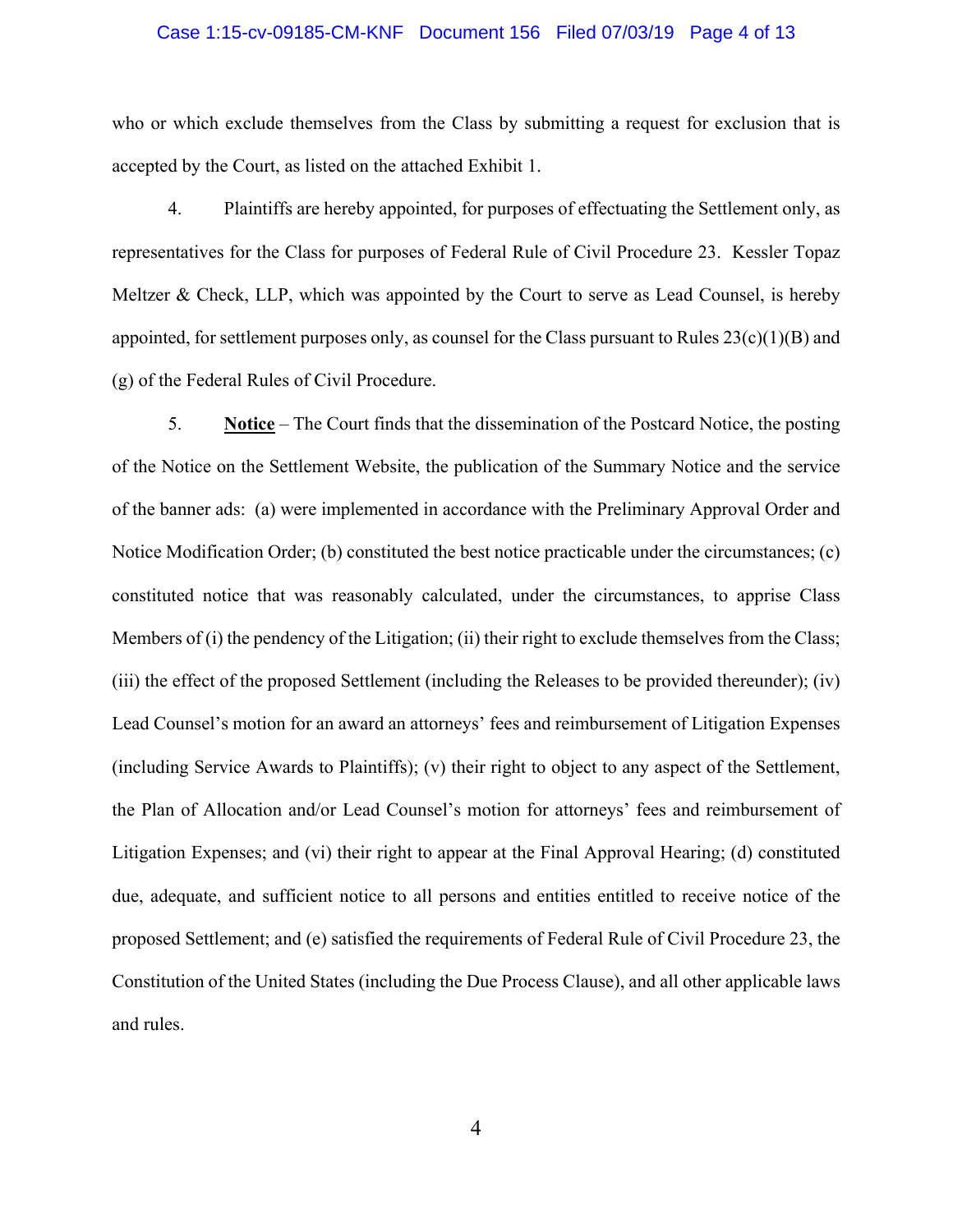who or which exclude themselves from the Class by submitting a request for exclusion that is accepted by the Court, as listed on the attached Exhibit 1.

4. Plaintiffs are hereby appointed, for purposes of effectuating the Settlement only, as representatives for the Class for purposes of Federal Rule of Civil Procedure 23. Kessler Topaz Meltzer & Check, LLP, which was appointed by the Court to serve as Lead Counsel, is hereby appointed, for settlement purposes only, as counsel for the Class pursuant to Rules 23(c)(1)(B) and (g) of the Federal Rules of Civil Procedure.

5. **Notice** – The Court finds that the dissemination of the Postcard Notice, the posting of the Notice on the Settlement Website, the publication of the Summary Notice and the service of the banner ads: (a) were implemented in accordance with the Preliminary Approval Order and Notice Modification Order; (b) constituted the best notice practicable under the circumstances; (c) constituted notice that was reasonably calculated, under the circumstances, to apprise Class Members of (i) the pendency of the Litigation; (ii) their right to exclude themselves from the Class; (iii) the effect of the proposed Settlement (including the Releases to be provided thereunder); (iv) Lead Counsel's motion for an award an attorneys' fees and reimbursement of Litigation Expenses (including Service Awards to Plaintiffs); (v) their right to object to any aspect of the Settlement, the Plan of Allocation and/or Lead Counsel's motion for attorneys' fees and reimbursement of Litigation Expenses; and (vi) their right to appear at the Final Approval Hearing; (d) constituted due, adequate, and sufficient notice to all persons and entities entitled to receive notice of the proposed Settlement; and (e) satisfied the requirements of Federal Rule of Civil Procedure 23, the Constitution of the United States (including the Due Process Clause), and all other applicable laws and rules.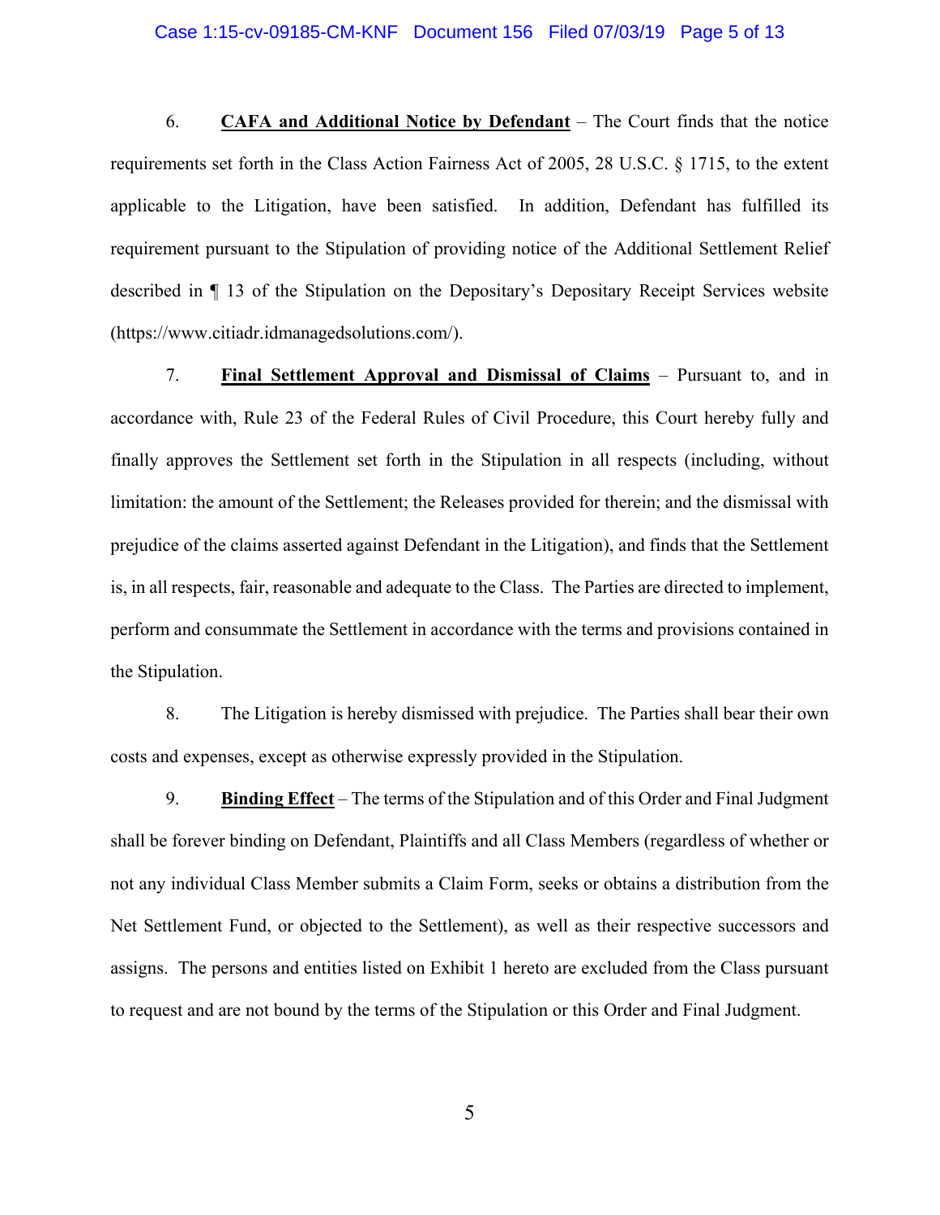6. **CAFA and Additional Notice by Defendant** – The Court finds that the notice requirements set forth in the Class Action Fairness Act of 2005, 28 U.S.C. § 1715, to the extent applicable to the Litigation, have been satisfied. In addition, Defendant has fulfilled its requirement pursuant to the Stipulation of providing notice of the Additional Settlement Relief described in ¶ 13 of the Stipulation on the Depositary's Depositary Receipt Services website (https://www.citiadr.idmanagedsolutions.com/).

7. **Final Settlement Approval and Dismissal of Claims** – Pursuant to, and in accordance with, Rule 23 of the Federal Rules of Civil Procedure, this Court hereby fully and finally approves the Settlement set forth in the Stipulation in all respects (including, without limitation: the amount of the Settlement; the Releases provided for therein; and the dismissal with prejudice of the claims asserted against Defendant in the Litigation), and finds that the Settlement is, in all respects, fair, reasonable and adequate to the Class. The Parties are directed to implement, perform and consummate the Settlement in accordance with the terms and provisions contained in the Stipulation.

8. The Litigation is hereby dismissed with prejudice. The Parties shall bear their own costs and expenses, except as otherwise expressly provided in the Stipulation.

9. **Binding Effect** – The terms of the Stipulation and of this Order and Final Judgment shall be forever binding on Defendant, Plaintiffs and all Class Members (regardless of whether or not any individual Class Member submits a Claim Form, seeks or obtains a distribution from the Net Settlement Fund, or objected to the Settlement), as well as their respective successors and assigns. The persons and entities listed on Exhibit 1 hereto are excluded from the Class pursuant to request and are not bound by the terms of the Stipulation or this Order and Final Judgment.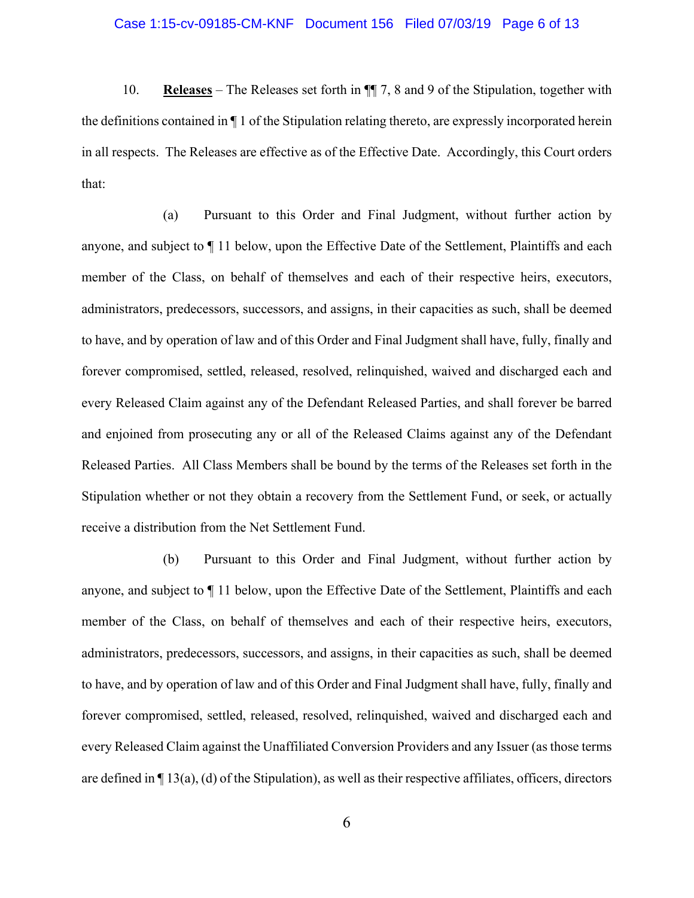10. **Releases** – The Releases set forth in ¶¶ 7, 8 and 9 of the Stipulation, together with the definitions contained in ¶ 1 of the Stipulation relating thereto, are expressly incorporated herein in all respects. The Releases are effective as of the Effective Date. Accordingly, this Court orders that:

(a) Pursuant to this Order and Final Judgment, without further action by anyone, and subject to ¶ 11 below, upon the Effective Date of the Settlement, Plaintiffs and each member of the Class, on behalf of themselves and each of their respective heirs, executors, administrators, predecessors, successors, and assigns, in their capacities as such, shall be deemed to have, and by operation of law and of this Order and Final Judgment shall have, fully, finally and forever compromised, settled, released, resolved, relinquished, waived and discharged each and every Released Claim against any of the Defendant Released Parties, and shall forever be barred and enjoined from prosecuting any or all of the Released Claims against any of the Defendant Released Parties. All Class Members shall be bound by the terms of the Releases set forth in the Stipulation whether or not they obtain a recovery from the Settlement Fund, or seek, or actually receive a distribution from the Net Settlement Fund.

(b) Pursuant to this Order and Final Judgment, without further action by anyone, and subject to ¶ 11 below, upon the Effective Date of the Settlement, Plaintiffs and each member of the Class, on behalf of themselves and each of their respective heirs, executors, administrators, predecessors, successors, and assigns, in their capacities as such, shall be deemed to have, and by operation of law and of this Order and Final Judgment shall have, fully, finally and forever compromised, settled, released, resolved, relinquished, waived and discharged each and every Released Claim against the Unaffiliated Conversion Providers and any Issuer (as those terms are defined in ¶ 13(a), (d) of the Stipulation), as well as their respective affiliates, officers, directors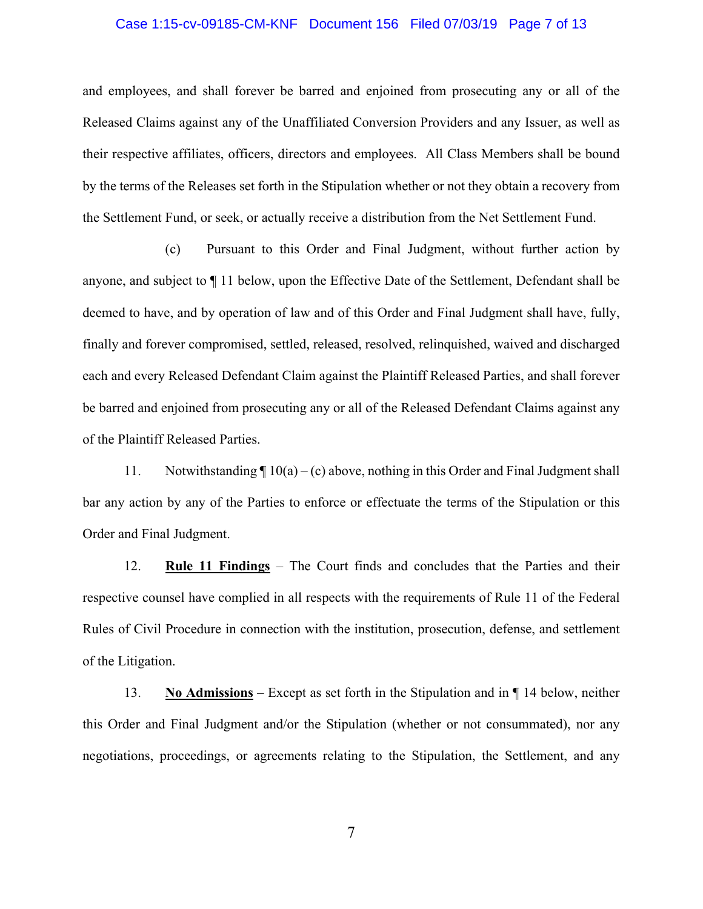and employees, and shall forever be barred and enjoined from prosecuting any or all of the Released Claims against any of the Unaffiliated Conversion Providers and any Issuer, as well as their respective affiliates, officers, directors and employees. All Class Members shall be bound by the terms of the Releases set forth in the Stipulation whether or not they obtain a recovery from the Settlement Fund, or seek, or actually receive a distribution from the Net Settlement Fund.

(c) Pursuant to this Order and Final Judgment, without further action by anyone, and subject to ¶ 11 below, upon the Effective Date of the Settlement, Defendant shall be deemed to have, and by operation of law and of this Order and Final Judgment shall have, fully, finally and forever compromised, settled, released, resolved, relinquished, waived and discharged each and every Released Defendant Claim against the Plaintiff Released Parties, and shall forever be barred and enjoined from prosecuting any or all of the Released Defendant Claims against any of the Plaintiff Released Parties.

11. Notwithstanding ¶ 10(a) – (c) above, nothing in this Order and Final Judgment shall bar any action by any of the Parties to enforce or effectuate the terms of the Stipulation or this Order and Final Judgment.

12. **Rule 11 Findings** – The Court finds and concludes that the Parties and their respective counsel have complied in all respects with the requirements of Rule 11 of the Federal Rules of Civil Procedure in connection with the institution, prosecution, defense, and settlement of the Litigation.

13. **No Admissions** – Except as set forth in the Stipulation and in ¶ 14 below, neither this Order and Final Judgment and/or the Stipulation (whether or not consummated), nor any negotiations, proceedings, or agreements relating to the Stipulation, the Settlement, and any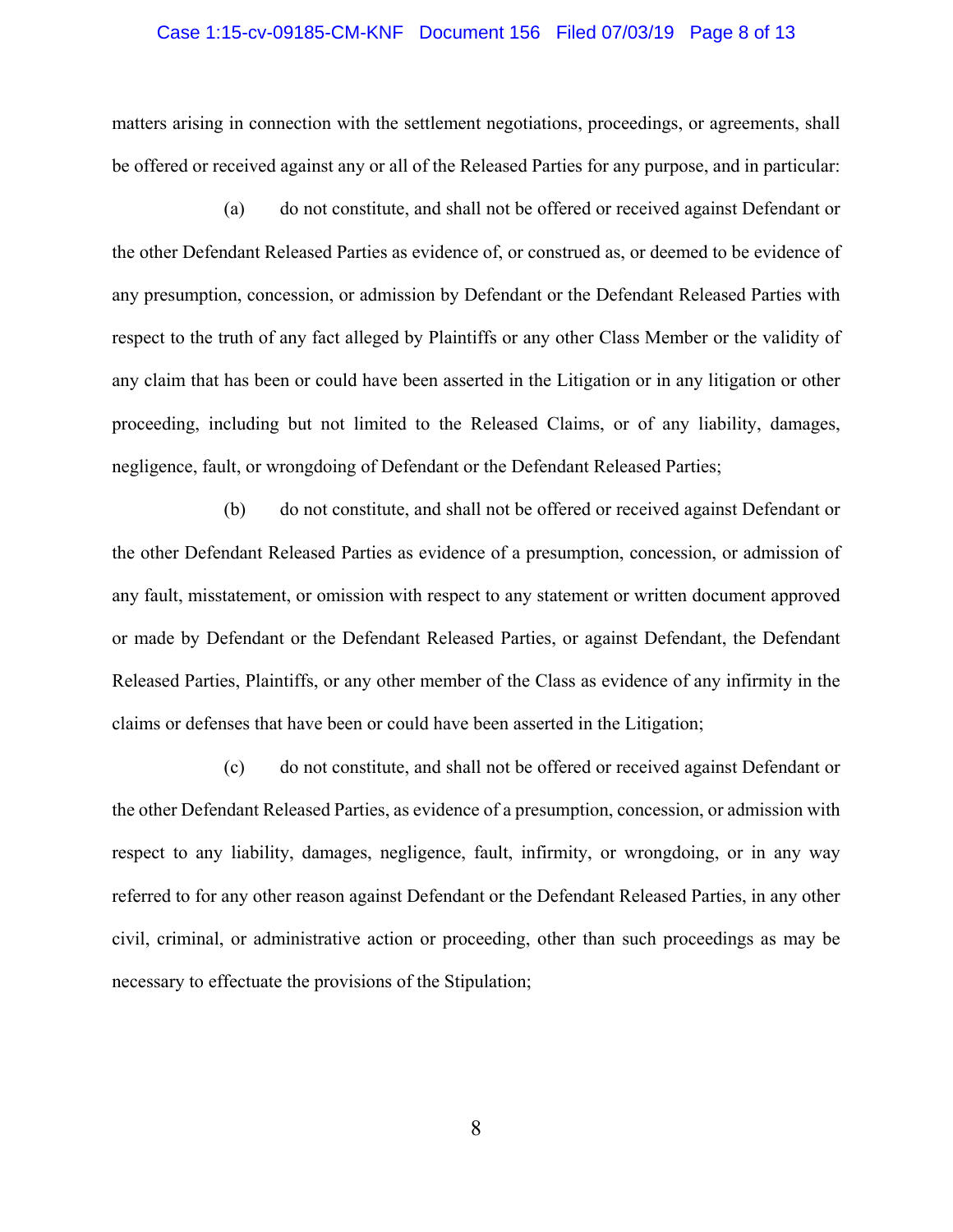matters arising in connection with the settlement negotiations, proceedings, or agreements, shall be offered or received against any or all of the Released Parties for any purpose, and in particular:

(a) do not constitute, and shall not be offered or received against Defendant or the other Defendant Released Parties as evidence of, or construed as, or deemed to be evidence of any presumption, concession, or admission by Defendant or the Defendant Released Parties with respect to the truth of any fact alleged by Plaintiffs or any other Class Member or the validity of any claim that has been or could have been asserted in the Litigation or in any litigation or other proceeding, including but not limited to the Released Claims, or of any liability, damages, negligence, fault, or wrongdoing of Defendant or the Defendant Released Parties;

(b) do not constitute, and shall not be offered or received against Defendant or the other Defendant Released Parties as evidence of a presumption, concession, or admission of any fault, misstatement, or omission with respect to any statement or written document approved or made by Defendant or the Defendant Released Parties, or against Defendant, the Defendant Released Parties, Plaintiffs, or any other member of the Class as evidence of any infirmity in the claims or defenses that have been or could have been asserted in the Litigation;

(c) do not constitute, and shall not be offered or received against Defendant or the other Defendant Released Parties, as evidence of a presumption, concession, or admission with respect to any liability, damages, negligence, fault, infirmity, or wrongdoing, or in any way referred to for any other reason against Defendant or the Defendant Released Parties, in any other civil, criminal, or administrative action or proceeding, other than such proceedings as may be necessary to effectuate the provisions of the Stipulation;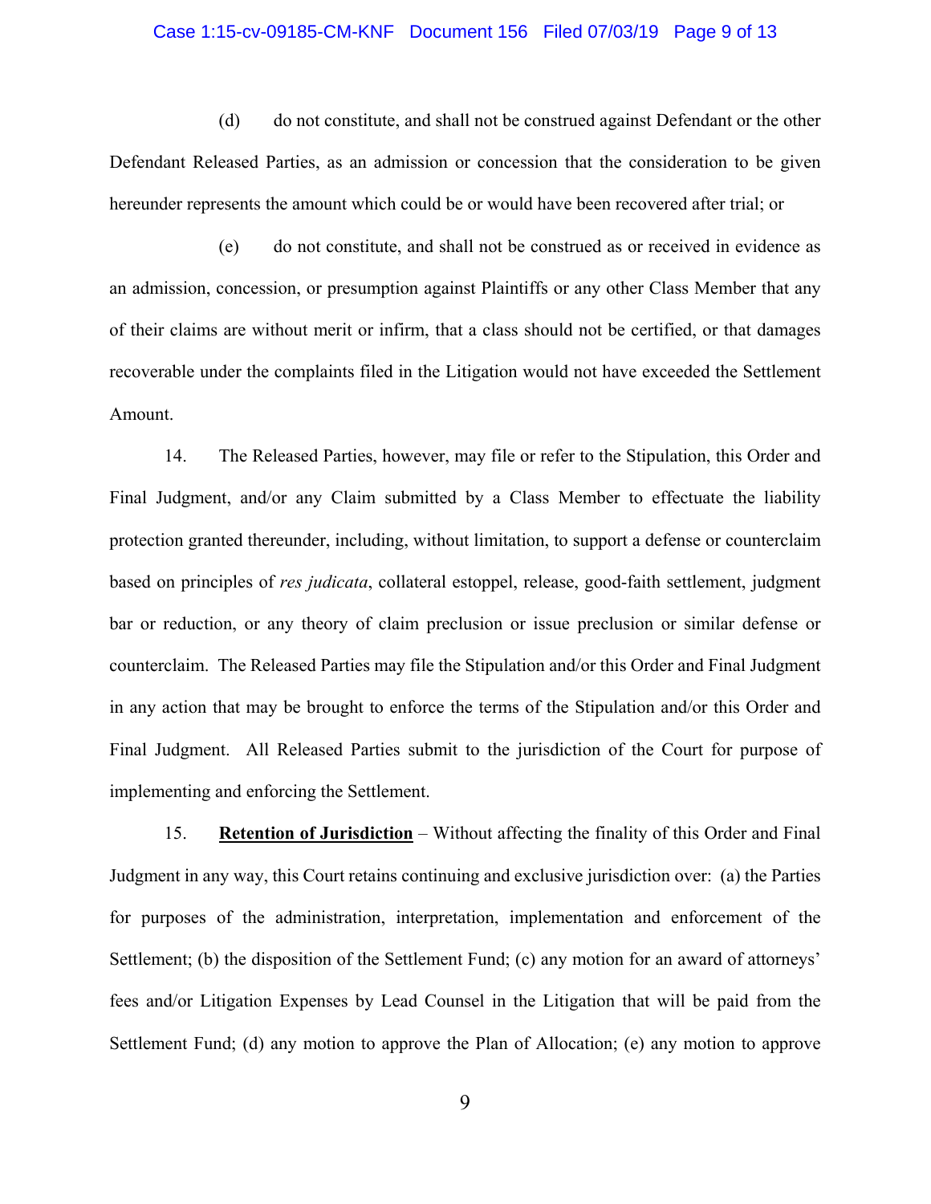(d) do not constitute, and shall not be construed against Defendant or the other Defendant Released Parties, as an admission or concession that the consideration to be given hereunder represents the amount which could be or would have been recovered after trial; or

(e) do not constitute, and shall not be construed as or received in evidence as an admission, concession, or presumption against Plaintiffs or any other Class Member that any of their claims are without merit or infirm, that a class should not be certified, or that damages recoverable under the complaints filed in the Litigation would not have exceeded the Settlement Amount.

14. The Released Parties, however, may file or refer to the Stipulation, this Order and Final Judgment, and/or any Claim submitted by a Class Member to effectuate the liability protection granted thereunder, including, without limitation, to support a defense or counterclaim based on principles of *res judicata*, collateral estoppel, release, good-faith settlement, judgment bar or reduction, or any theory of claim preclusion or issue preclusion or similar defense or counterclaim. The Released Parties may file the Stipulation and/or this Order and Final Judgment in any action that may be brought to enforce the terms of the Stipulation and/or this Order and Final Judgment. All Released Parties submit to the jurisdiction of the Court for purpose of implementing and enforcing the Settlement.

15. **Retention of Jurisdiction** – Without affecting the finality of this Order and Final Judgment in any way, this Court retains continuing and exclusive jurisdiction over: (a) the Parties for purposes of the administration, interpretation, implementation and enforcement of the Settlement; (b) the disposition of the Settlement Fund; (c) any motion for an award of attorneys' fees and/or Litigation Expenses by Lead Counsel in the Litigation that will be paid from the Settlement Fund; (d) any motion to approve the Plan of Allocation; (e) any motion to approve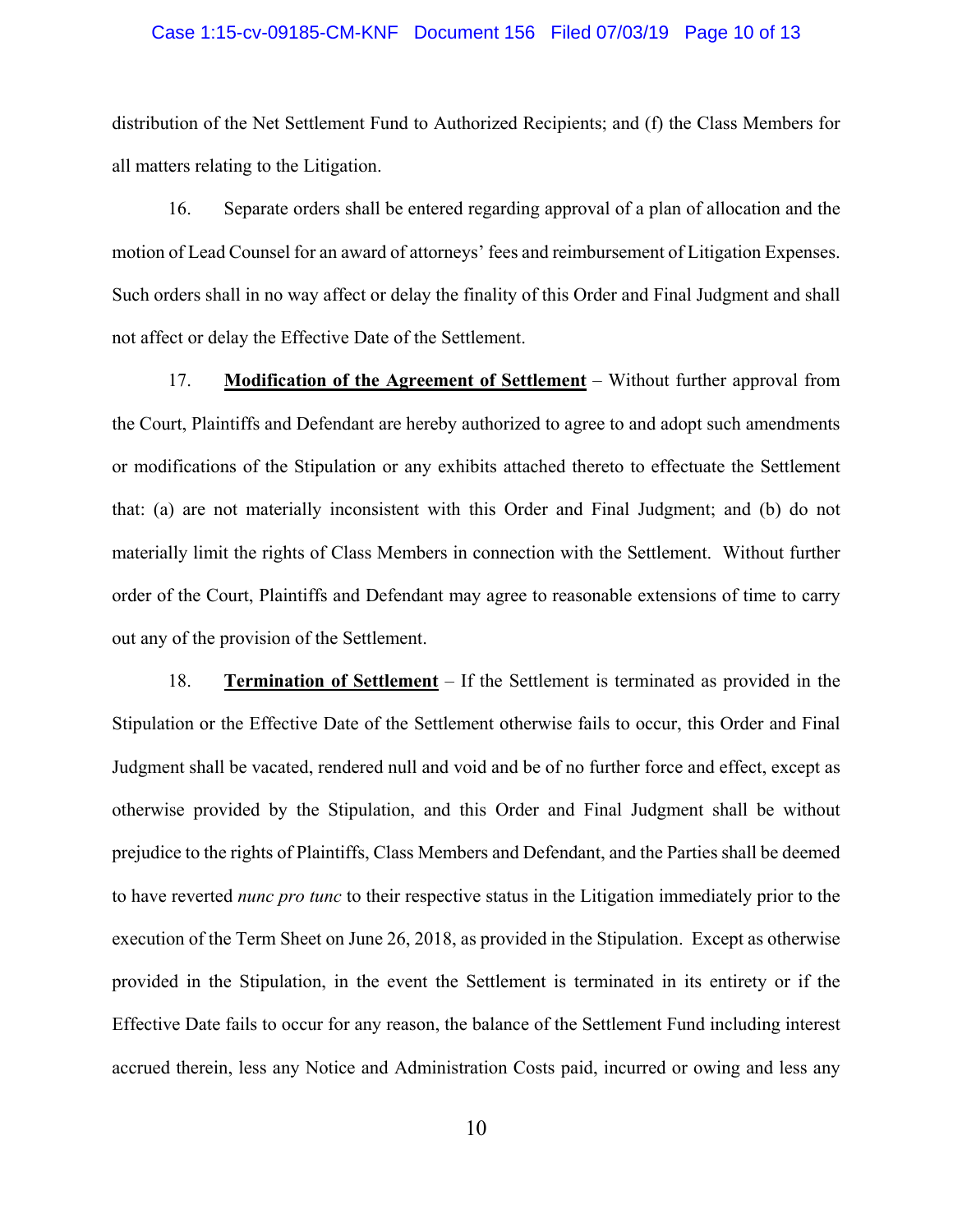distribution of the Net Settlement Fund to Authorized Recipients; and (f) the Class Members for all matters relating to the Litigation.

16. Separate orders shall be entered regarding approval of a plan of allocation and the motion of Lead Counsel for an award of attorneys' fees and reimbursement of Litigation Expenses. Such orders shall in no way affect or delay the finality of this Order and Final Judgment and shall not affect or delay the Effective Date of the Settlement.

17. **Modification of the Agreement of Settlement** – Without further approval from the Court, Plaintiffs and Defendant are hereby authorized to agree to and adopt such amendments or modifications of the Stipulation or any exhibits attached thereto to effectuate the Settlement that: (a) are not materially inconsistent with this Order and Final Judgment; and (b) do not materially limit the rights of Class Members in connection with the Settlement. Without further order of the Court, Plaintiffs and Defendant may agree to reasonable extensions of time to carry out any of the provision of the Settlement.

18. **Termination of Settlement** – If the Settlement is terminated as provided in the Stipulation or the Effective Date of the Settlement otherwise fails to occur, this Order and Final Judgment shall be vacated, rendered null and void and be of no further force and effect, except as otherwise provided by the Stipulation, and this Order and Final Judgment shall be without prejudice to the rights of Plaintiffs, Class Members and Defendant, and the Parties shall be deemed to have reverted *nunc pro tunc* to their respective status in the Litigation immediately prior to the execution of the Term Sheet on June 26, 2018, as provided in the Stipulation. Except as otherwise provided in the Stipulation, in the event the Settlement is terminated in its entirety or if the Effective Date fails to occur for any reason, the balance of the Settlement Fund including interest accrued therein, less any Notice and Administration Costs paid, incurred or owing and less any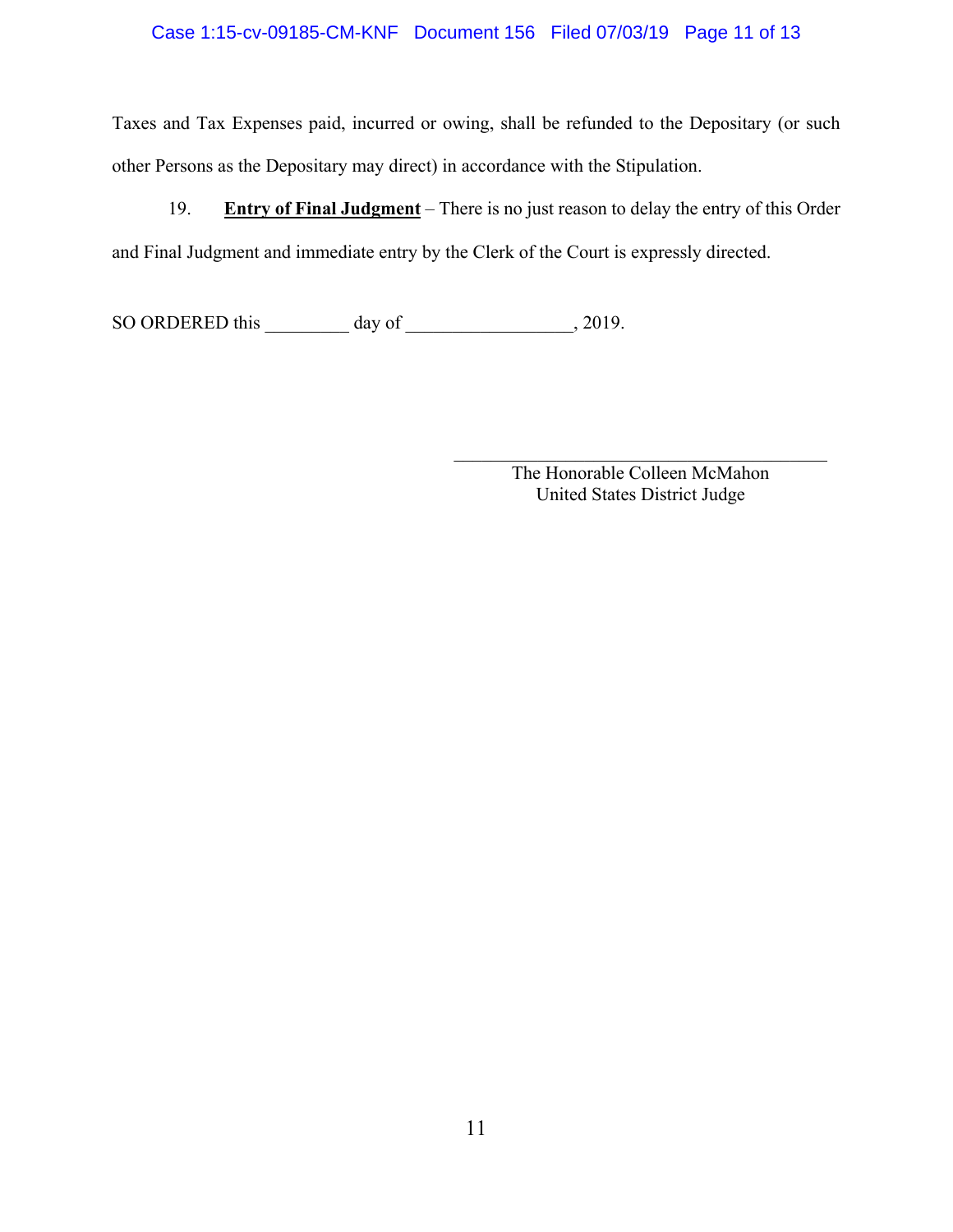Taxes and Tax Expenses paid, incurred or owing, shall be refunded to the Depositary (or such other Persons as the Depositary may direct) in accordance with the Stipulation.

19. **Entry of Final Judgment** – There is no just reason to delay the entry of this Order and Final Judgment and immediate entry by the Clerk of the Court is expressly directed.

SO ORDERED this _________ day of __________________, 2019.

\_\_\_\_\_\_\_\_\_\_\_\_\_\_\_\_\_\_\_\_\_\_\_\_\_\_\_\_\_\_\_\_\_\_\_\_\_\_\_\_
The Honorable Colleen McMahon
United States District Judge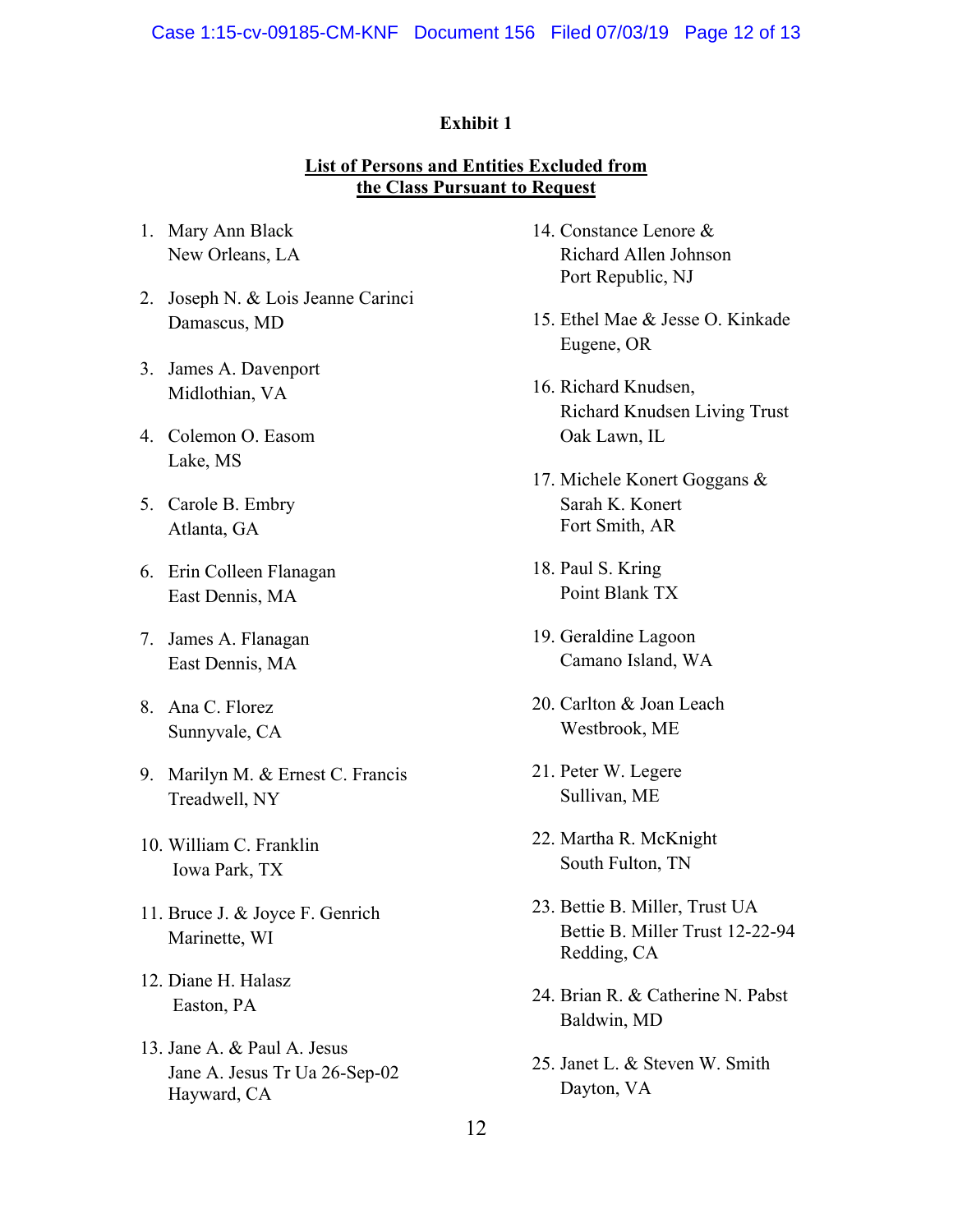# Exhibit 1

## List of Persons and Entities Excluded from the Class Pursuant to Request

1. Mary Ann Black
   New Orleans, LA

2. Joseph N. & Lois Jeanne Carinci
   Damascus, MD

3. James A. Davenport
   Midlothian, VA

4. Colemon O. Easom
   Lake, MS

5. Carole B. Embry
   Atlanta, GA

6. Erin Colleen Flanagan
   East Dennis, MA

7. James A. Flanagan
   East Dennis, MA

8. Ana C. Florez
   Sunnyvale, CA

9. Marilyn M. & Ernest C. Francis
   Treadwell, NY

10. William C. Franklin
    Iowa Park, TX

11. Bruce J. & Joyce F. Genrich
    Marinette, WI

12. Diane H. Halasz
    Easton, PA

13. Jane A. & Paul A. Jesus
    Jane A. Jesus Tr Ua 26-Sep-02
    Hayward, CA

14. Constance Lenore &
    Richard Allen Johnson
    Port Republic, NJ

15. Ethel Mae & Jesse O. Kinkade
    Eugene, OR

16. Richard Knudsen,
    Richard Knudsen Living Trust
    Oak Lawn, IL

17. Michele Konert Goggans &
    Sarah K. Konert
    Fort Smith, AR

18. Paul S. Kring
    Point Blank TX

19. Geraldine Lagoon
    Camano Island, WA

20. Carlton & Joan Leach
    Westbrook, ME

21. Peter W. Legere
    Sullivan, ME

22. Martha R. McKnight
    South Fulton, TN

23. Bettie B. Miller, Trust UA
    Bettie B. Miller Trust 12-22-94
    Redding, CA

24. Brian R. & Catherine N. Pabst
    Baldwin, MD

25. Janet L. & Steven W. Smith
    Dayton, VA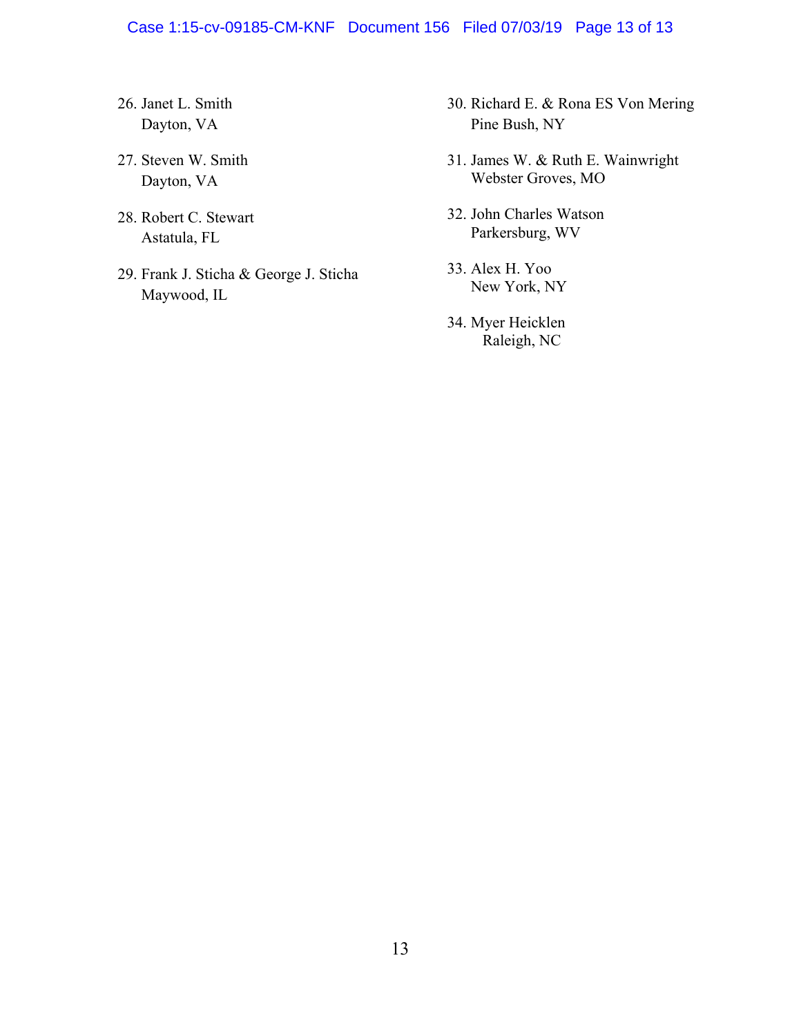26. Janet L. Smith
    Dayton, VA

27. Steven W. Smith
    Dayton, VA

28. Robert C. Stewart
    Astatula, FL

29. Frank J. Sticha & George J. Sticha
    Maywood, IL

30. Richard E. & Rona ES Von Mering
    Pine Bush, NY

31. James W. & Ruth E. Wainwright
    Webster Groves, MO

32. John Charles Watson
    Parkersburg, WV

33. Alex H. Yoo
    New York, NY

34. Myer Heicklen
    Raleigh, NC